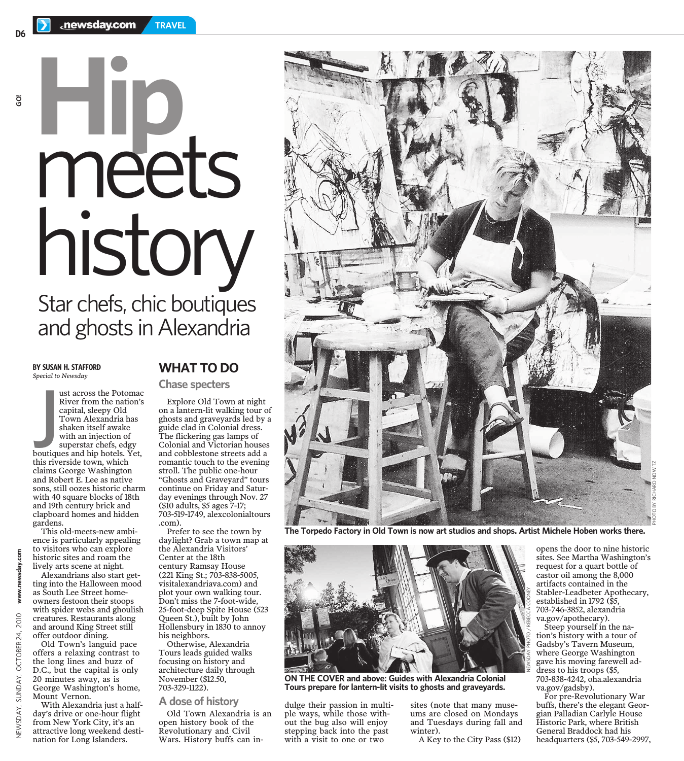# Hip meets history

## Star chefs, chic boutiques and ghosts in Alexandria

**BY SUSAN H. STAFFORD**
*Special to Newsday*

Just across the Potomac River from the nation's capital, sleepy Old Town Alexandria has shaken itself awake with an injection of superstar chefs, edgy boutiques and hip hotels. Yet, this riverside town, which claims George Washington and Robert E. Lee as native sons, still oozes historic charm with 40 square blocks of 18th and 19th century brick and clapboard homes and hidden gardens.

This old-meets-new ambience is particularly appealing to visitors who can explore historic sites and roam the lively arts scene at night.

Alexandrians also start getting into the Halloween mood as South Lee Street homeowners festoon their stoops with spider webs and ghoulish creatures. Restaurants along and around King Street still offer outdoor dining.

Old Town's languid pace offers a relaxing contrast to the long lines and buzz of D.C., but the capital is only 20 minutes away, as is George Washington's home, Mount Vernon.

With Alexandria just a half-day's drive or one-hour flight from New York City, it's an attractive long weekend destination for Long Islanders.

## WHAT TO DO

### Chase specters

Explore Old Town at night on a lantern-lit walking tour of ghosts and graveyards led by a guide clad in Colonial dress. The flickering gas lamps of Colonial and Victorian houses and cobblestone streets add a romantic touch to the evening stroll. The public one-hour "Ghosts and Graveyard" tours continue on Friday and Saturday evenings through Nov. 27 ($10 adults, $5 ages 7-17; 703-519-1749, alexcolonialtours.com).

Prefer to see the town by daylight? Grab a town map at the Alexandria Visitors' Center at the 18th century Ramsay House (221 King St.; 703-838-5005, visitalexandriava.com) and plot your own walking tour. Don't miss the 7-foot-wide, 25-foot-deep Spite House (523 Queen St.), built by John Hollensbury in 1830 to annoy his neighbors.

Otherwise, Alexandria Tours leads guided walks focusing on history and architecture daily through November ($12.50, 703-329-1122).

### A dose of history

Old Town Alexandria is an open history book of the Revolutionary and Civil Wars. History buffs can indulge their passion in multiple ways, while those without the bug also will enjoy stepping back into the past with a visit to one or two sites (note that many museums are closed on Mondays and Tuesdays during fall and winter).

A Key to the City Pass ($12) opens the door to nine historic sites. See Martha Washington's request for a quart bottle of castor oil among the 8,000 artifacts contained in the Stabler-Leadbeter Apothecary, established in 1792 ($5, 703-746-3852, alexandriava.gov/apothecary).

Steep yourself in the nation's history with a tour of Gadsby's Tavern Museum, where George Washington gave his moving farewell address to his troops ($5, 703-838-4242, oha.alexandriava.gov/gadsby).

For pre-Revolutionary War buffs, there's the elegant Georgian Palladian Carlyle House Historic Park, where British General Braddock had his headquarters ($5, 703-549-2997,

PHOTO BY RICHARD NOWITZ

The Torpedo Factory in Old Town is now art studios and shops. Artist Michele Hoben works there.

NEWSDAY PHOTO / REBECCA COONEY

ON THE COVER and above: Guides with Alexandria Colonial Tours prepare for lantern-lit visits to ghosts and graveyards.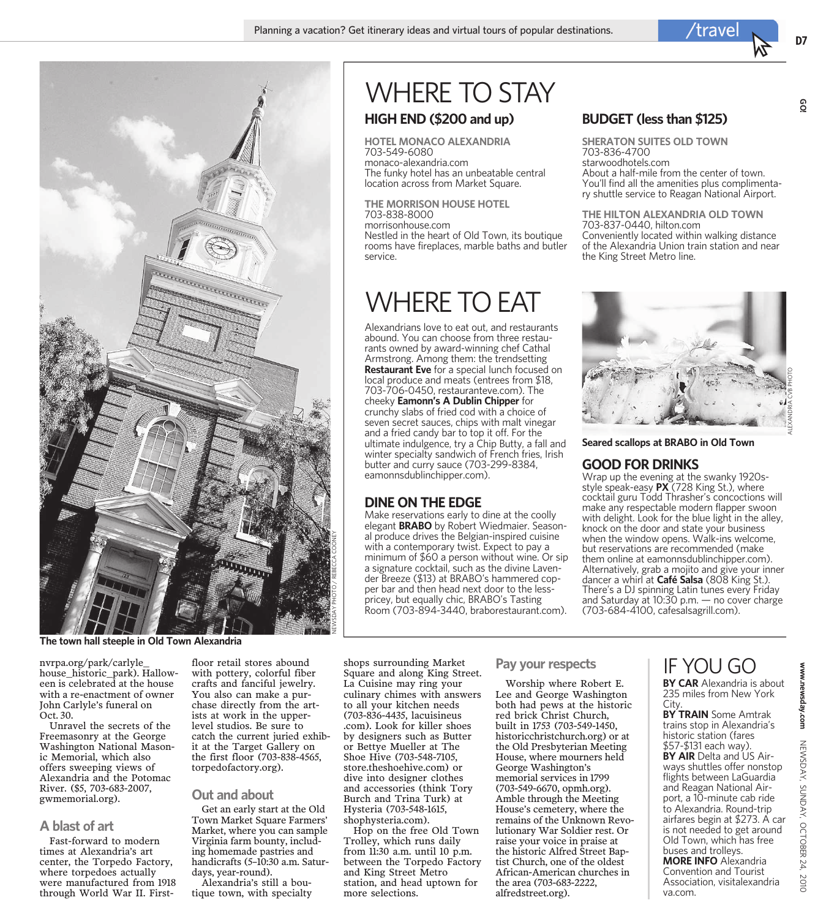# WHERE TO STAY

## HIGH END ($200 and up)

**HOTEL MONACO ALEXANDRIA**
703-549-6080
monaco-alexandria.com
The funky hotel has an unbeatable central location across from Market Square.

**THE MORRISON HOUSE HOTEL**
703-838-8000
morrisonhouse.com
Nestled in the heart of Old Town, its boutique rooms have fireplaces, marble baths and butler service.

## BUDGET (less than $125)

**SHERATON SUITES OLD TOWN**
703-836-4700
starwoodhotels.com
About a half-mile from the center of town. You'll find all the amenities plus complimentary shuttle service to Reagan National Airport.

**THE HILTON ALEXANDRIA OLD TOWN**
703-837-0440, hilton.com
Conveniently located within walking distance of the Alexandria Union train station and near the King Street Metro line.

# WHERE TO EAT

Alexandrians love to eat out, and restaurants abound. You can choose from three restaurants owned by award-winning chef Cathal Armstrong. Among them: the trendsetting **Restaurant Eve** for a special lunch focused on local produce and meats (entrees from $18, 703-706-0450, restauranteve.com). The cheeky **Eamonn's A Dublin Chipper** for crunchy slabs of fried cod with a choice of seven secret sauces, chips with malt vinegar and a fried candy bar to top it off. For the ultimate indulgence, try a Chip Butty, a fall and winter specialty sandwich of French fries, Irish butter and curry sauce (703-299-8384, eamonnsdublinchipper.com).

## DINE ON THE EDGE

Make reservations early to dine at the coolly elegant **BRABO** by Robert Wiedmaier. Seasonal produce drives the Belgian-inspired cuisine with a contemporary twist. Expect to pay a minimum of $60 a person without wine. Or sip a signature cocktail, such as the divine Lavender Breeze ($13) at BRABO's hammered copper bar and then head next door to the less-pricey, but equally chic, BRABO's Tasting Room (703-894-3440, braborestaurant.com).

ALEXANDRIA CVB PHOTO

**Seared scallops at BRABO in Old Town**

## GOOD FOR DRINKS

Wrap up the evening at the swanky 1920s-style speak-easy **PX** (728 King St.), where cocktail guru Todd Thrasher's concoctions will make any respectable modern flapper swoon with delight. Look for the blue light in the alley, knock on the door and state your business when the window opens. Walk-ins welcome, but reservations are recommended (make them online at eamonnsdublinchipper.com). Alternatively, grab a mojito and give your inner dancer a whirl at **Café Salsa** (808 King St.). There's a DJ spinning Latin tunes every Friday and Saturday at 10:30 p.m. — no cover charge (703-684-4100, cafesalsagrill.com).

NEWSDAY PHOTO / REBECCA COONEY

**The town hall steeple in Old Town Alexandria**

nvrpa.org/park/carlyle_house_historic_park). Halloween is celebrated at the house with a re-enactment of owner John Carlyle's funeral on Oct. 30.

Unravel the secrets of the Freemasonry at the George Washington National Masonic Memorial, which also offers sweeping views of Alexandria and the Potomac River. ($5, 703-683-2007, gwmemorial.org).

## A blast of art

Fast-forward to modern times at Alexandria's art center, the Torpedo Factory, where torpedoes actually were manufactured from 1918 through World War II. First-floor retail stores abound with pottery, colorful fiber crafts and fanciful jewelry. You also can make a purchase directly from the artists at work in the upper-level studios. Be sure to catch the current juried exhibit at the Target Gallery on the first floor (703-838-4565, torpedofactory.org).

## Out and about

Get an early start at the Old Town Market Square Farmers' Market, where you can sample Virginia farm bounty, including homemade pastries and handicrafts (5-10:30 a.m. Saturdays, year-round).

Alexandria's still a boutique town, with specialty shops surrounding Market Square and along King Street. La Cuisine may ring your culinary chimes with answers to all your kitchen needs (703-836-4435, lacuisineus.com). Look for killer shoes by designers such as Butter or Bettye Mueller at The Shoe Hive (703-548-7105, store.theshoehive.com) or dive into designer clothes and accessories (think Tory Burch and Trina Turk) at Hysteria (703-548-1615, shophysteria.com).

Hop on the free Old Town Trolley, which runs daily from 11:30 a.m. until 10 p.m. between the Torpedo Factory and King Street Metro station, and head uptown for more selections.

## Pay your respects

Worship where Robert E. Lee and George Washington both had pews at the historic red brick Christ Church, built in 1753 (703-549-1450, historicchristchurch.org) or at the Old Presbyterian Meeting House, where mourners held George Washington's memorial services in 1799 (703-549-6670, opmh.org). Amble through the Meeting House's cemetery, where the remains of the Unknown Revolutionary War Soldier rest. Or raise your voice in praise at the historic Alfred Street Baptist Church, one of the oldest African-American churches in the area (703-683-2222, alfredstreet.org).

# IF YOU GO

**BY CAR** Alexandria is about 235 miles from New York City.

**BY TRAIN** Some Amtrak trains stop in Alexandria's historic station (fares $57-$131 each way).

**BY AIR** Delta and US Airways shuttles offer nonstop flights between LaGuardia and Reagan National Airport, a 10-minute cab ride to Alexandria. Round-trip airfares begin at $273. A car is not needed to get around Old Town, which has free buses and trolleys.

**MORE INFO** Alexandria Convention and Tourist Association, visitalexandriava.com.